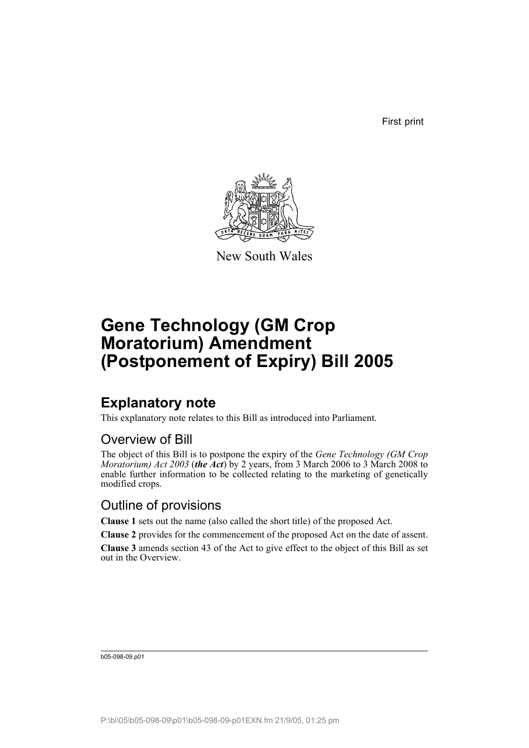First print

New South Wales

# Gene Technology (GM Crop Moratorium) Amendment (Postponement of Expiry) Bill 2005

## Explanatory note

This explanatory note relates to this Bill as introduced into Parliament.

### Overview of Bill

The object of this Bill is to postpone the expiry of the *Gene Technology (GM Crop Moratorium) Act 2003* (***the Act***) by 2 years, from 3 March 2006 to 3 March 2008 to enable further information to be collected relating to the marketing of genetically modified crops.

### Outline of provisions

**Clause 1** sets out the name (also called the short title) of the proposed Act.

**Clause 2** provides for the commencement of the proposed Act on the date of assent.

**Clause 3** amends section 43 of the Act to give effect to the object of this Bill as set out in the Overview.

b05-098-09.p01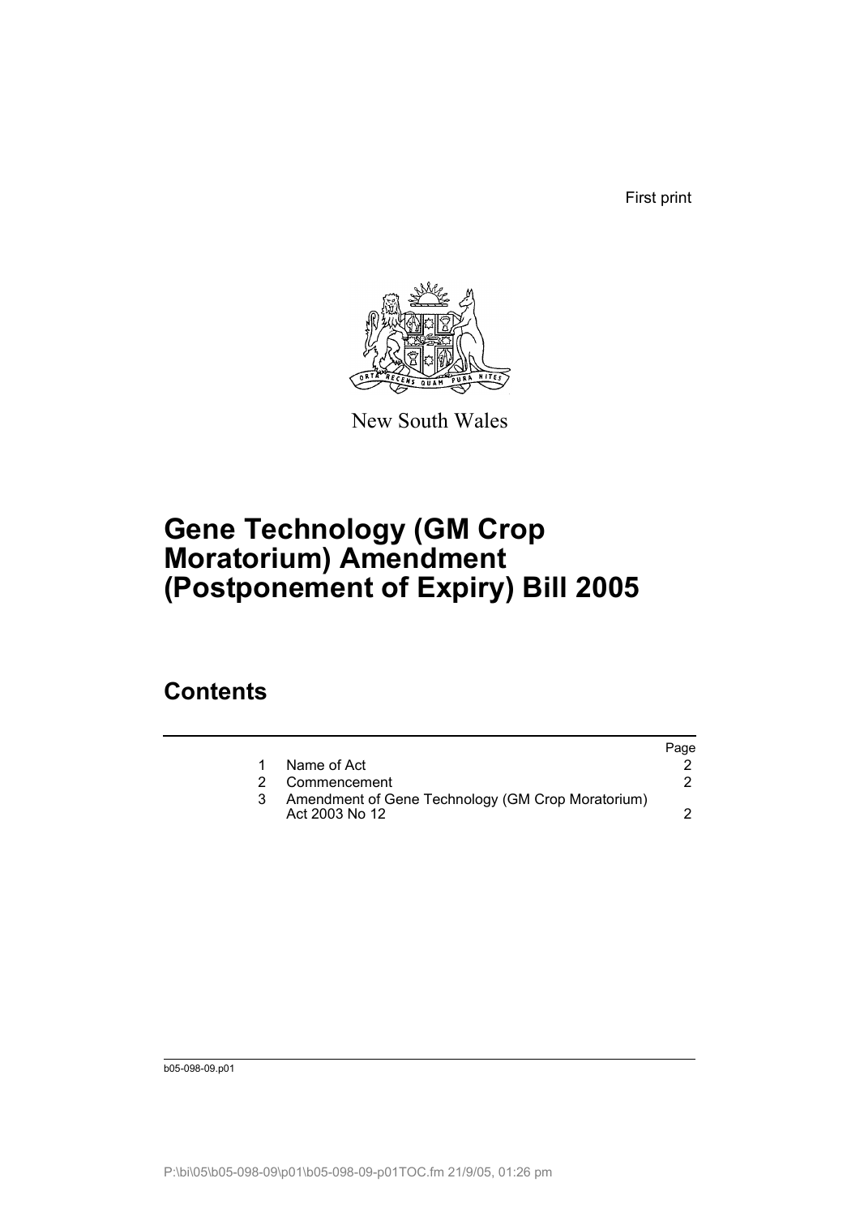First print

New South Wales

# Gene Technology (GM Crop Moratorium) Amendment (Postponement of Expiry) Bill 2005

## Contents

| | | Page |
|---|---|---|
| 1 | Name of Act | 2 |
| 2 | Commencement | 2 |
| 3 | Amendment of Gene Technology (GM Crop Moratorium) Act 2003 No 12 | 2 |

b05-098-09.p01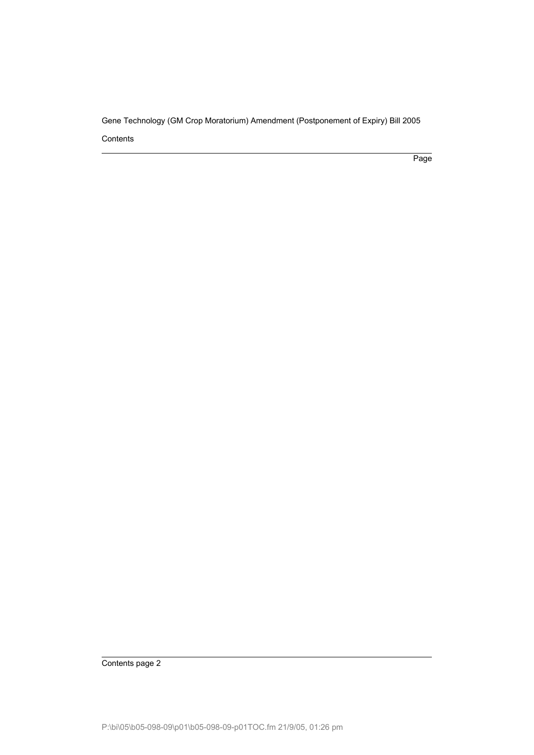Gene Technology (GM Crop Moratorium) Amendment (Postponement of Expiry) Bill 2005

Contents

Page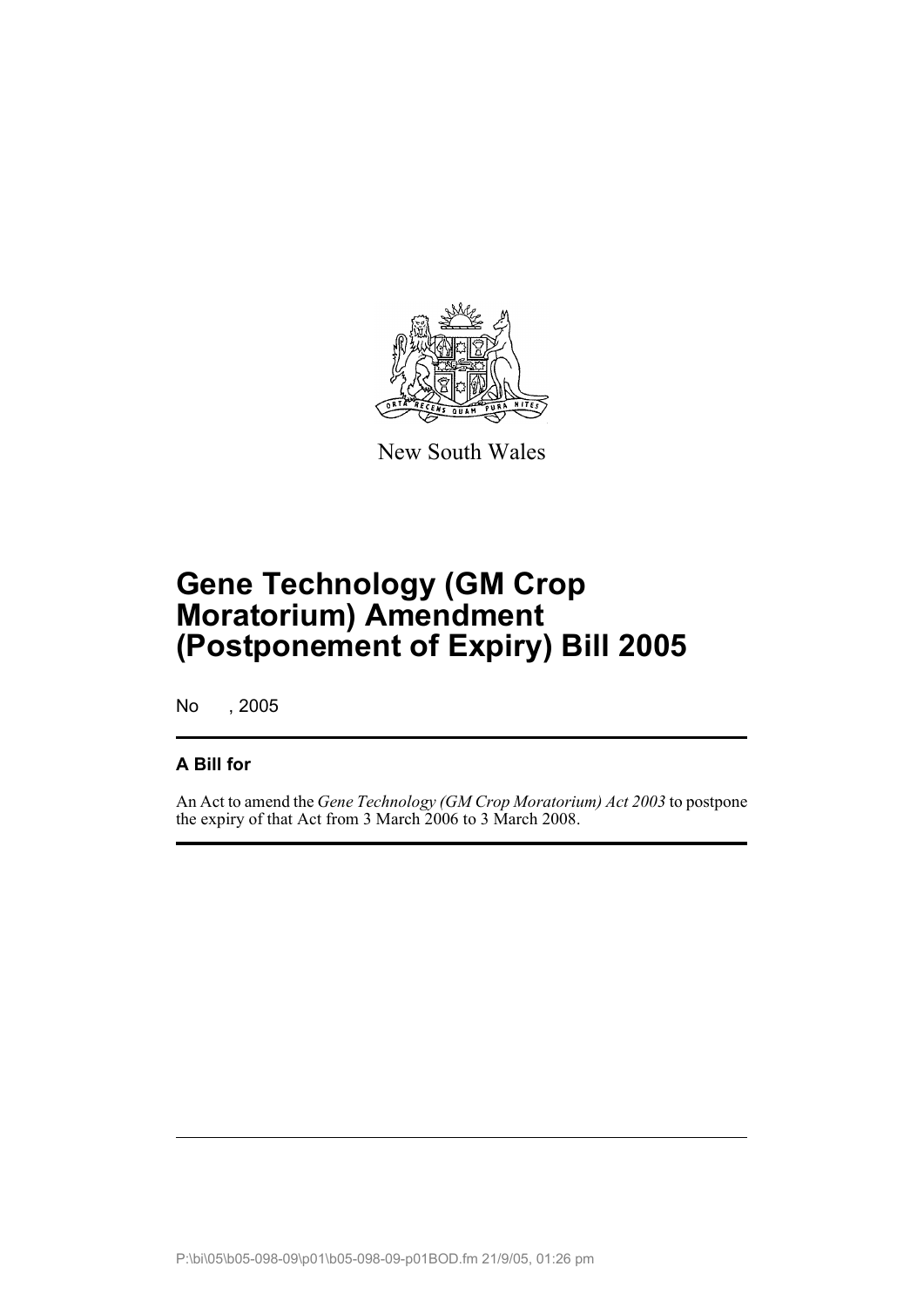New South Wales

# Gene Technology (GM Crop Moratorium) Amendment (Postponement of Expiry) Bill 2005

No , 2005

## A Bill for

An Act to amend the *Gene Technology (GM Crop Moratorium) Act 2003* to postpone the expiry of that Act from 3 March 2006 to 3 March 2008.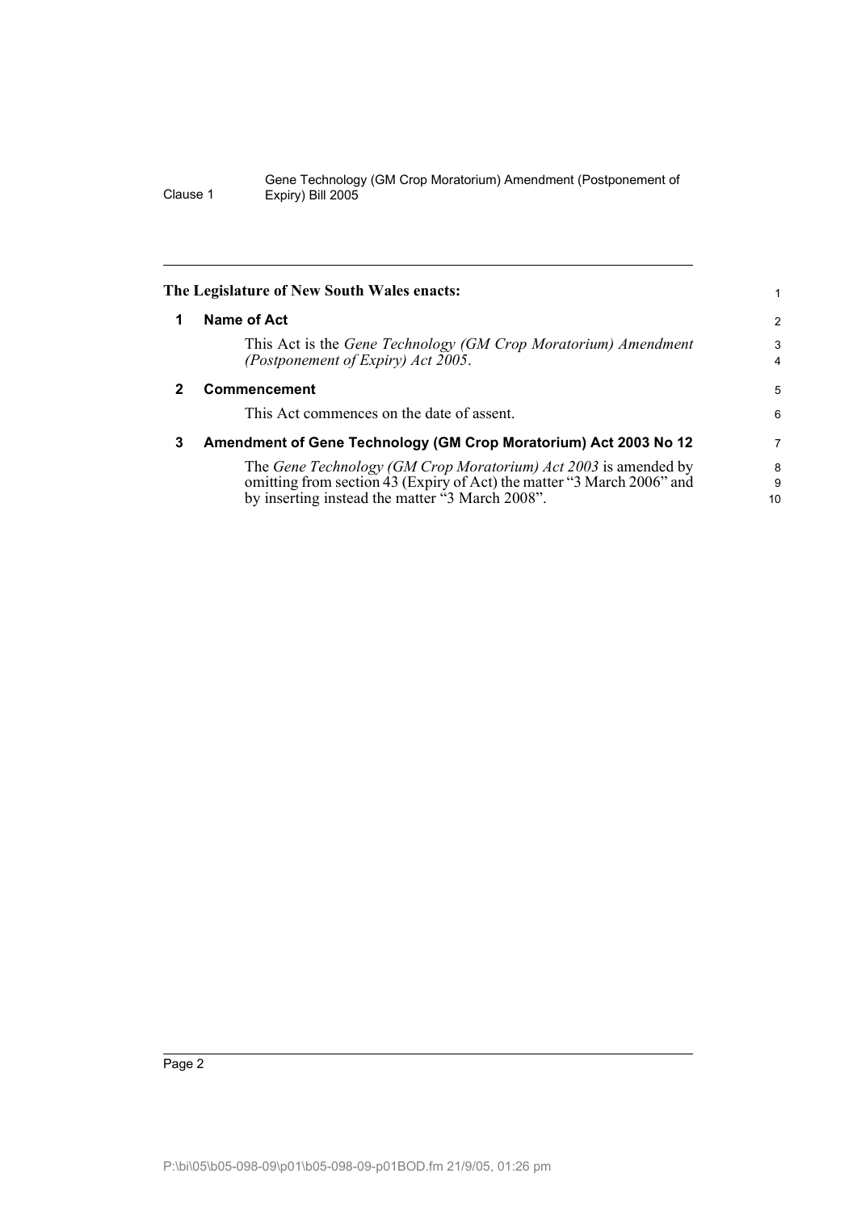**The Legislature of New South Wales enacts:**

## 1 Name of Act

This Act is the *Gene Technology (GM Crop Moratorium) Amendment (Postponement of Expiry) Act 2005*.

## 2 Commencement

This Act commences on the date of assent.

## 3 Amendment of Gene Technology (GM Crop Moratorium) Act 2003 No 12

The *Gene Technology (GM Crop Moratorium) Act 2003* is amended by omitting from section 43 (Expiry of Act) the matter "3 March 2006" and by inserting instead the matter "3 March 2008".